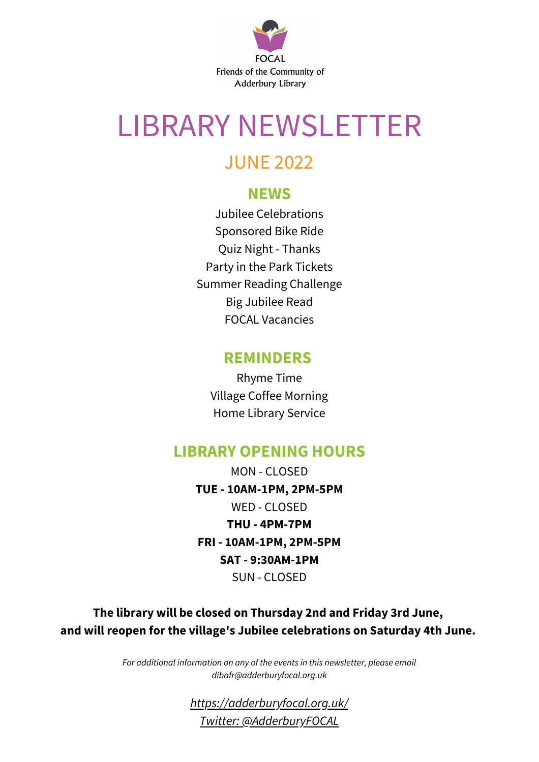FOCAL

Friends of the Community of Adderbury Library

# LIBRARY NEWSLETTER

## JUNE 2022

### NEWS

Jubilee Celebrations
Sponsored Bike Ride
Quiz Night - Thanks
Party in the Park Tickets
Summer Reading Challenge
Big Jubilee Read
FOCAL Vacancies

### REMINDERS

Rhyme Time
Village Coffee Morning
Home Library Service

### LIBRARY OPENING HOURS

MON - CLOSED
**TUE - 10AM-1PM, 2PM-5PM**
WED - CLOSED
**THU - 4PM-7PM**
**FRI - 10AM-1PM, 2PM-5PM**
**SAT - 9:30AM-1PM**
SUN - CLOSED

**The library will be closed on Thursday 2nd and Friday 3rd June, and will reopen for the village's Jubilee celebrations on Saturday 4th June.**

*For additional information on any of the events in this newsletter, please email dibafr@adderburyfocal.org.uk*

*https://adderburyfocal.org.uk/*
*Twitter: @AdderburyFOCAL*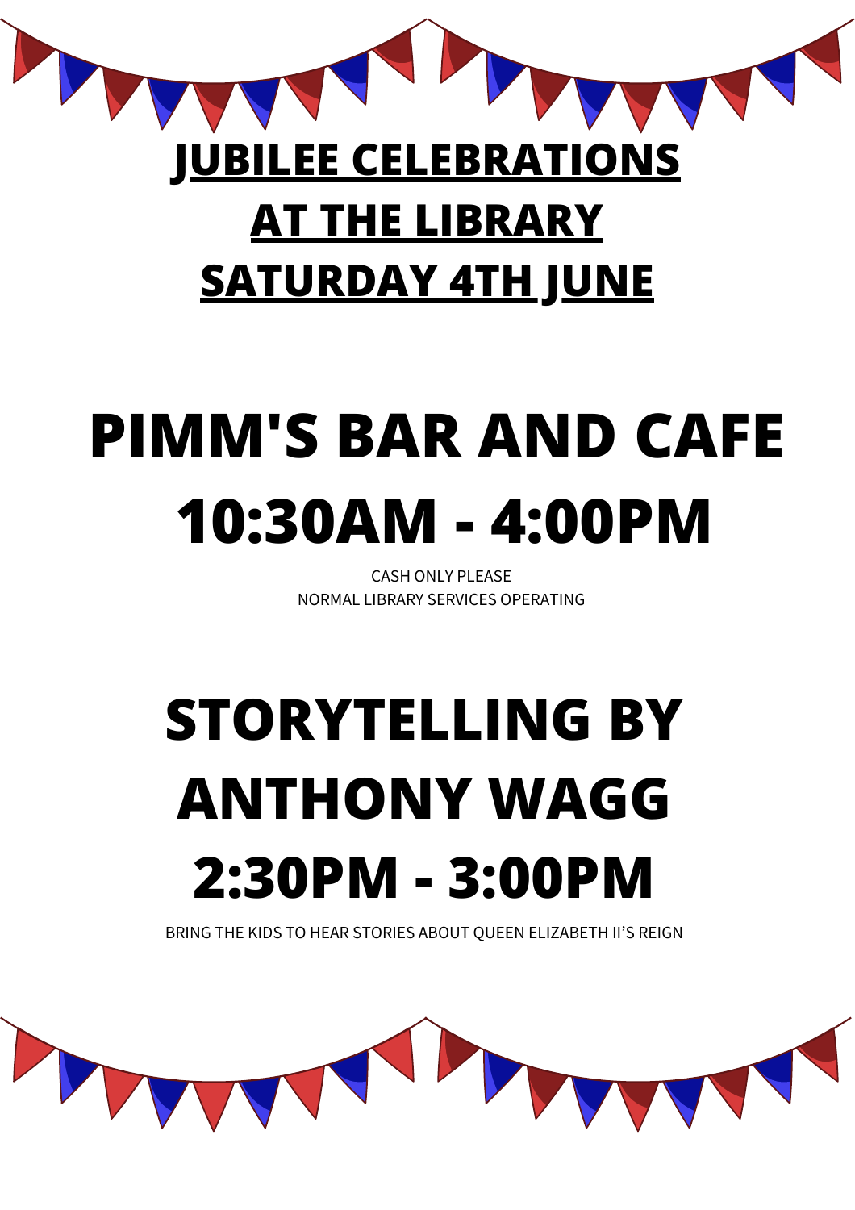# JUBILEE CELEBRATIONS AT THE LIBRARY SATURDAY 4TH JUNE

# PIMM'S BAR AND CAFE 10:30AM - 4:00PM

CASH ONLY PLEASE
NORMAL LIBRARY SERVICES OPERATING

# STORYTELLING BY ANTHONY WAGG 2:30PM - 3:00PM

BRING THE KIDS TO HEAR STORIES ABOUT QUEEN ELIZABETH II'S REIGN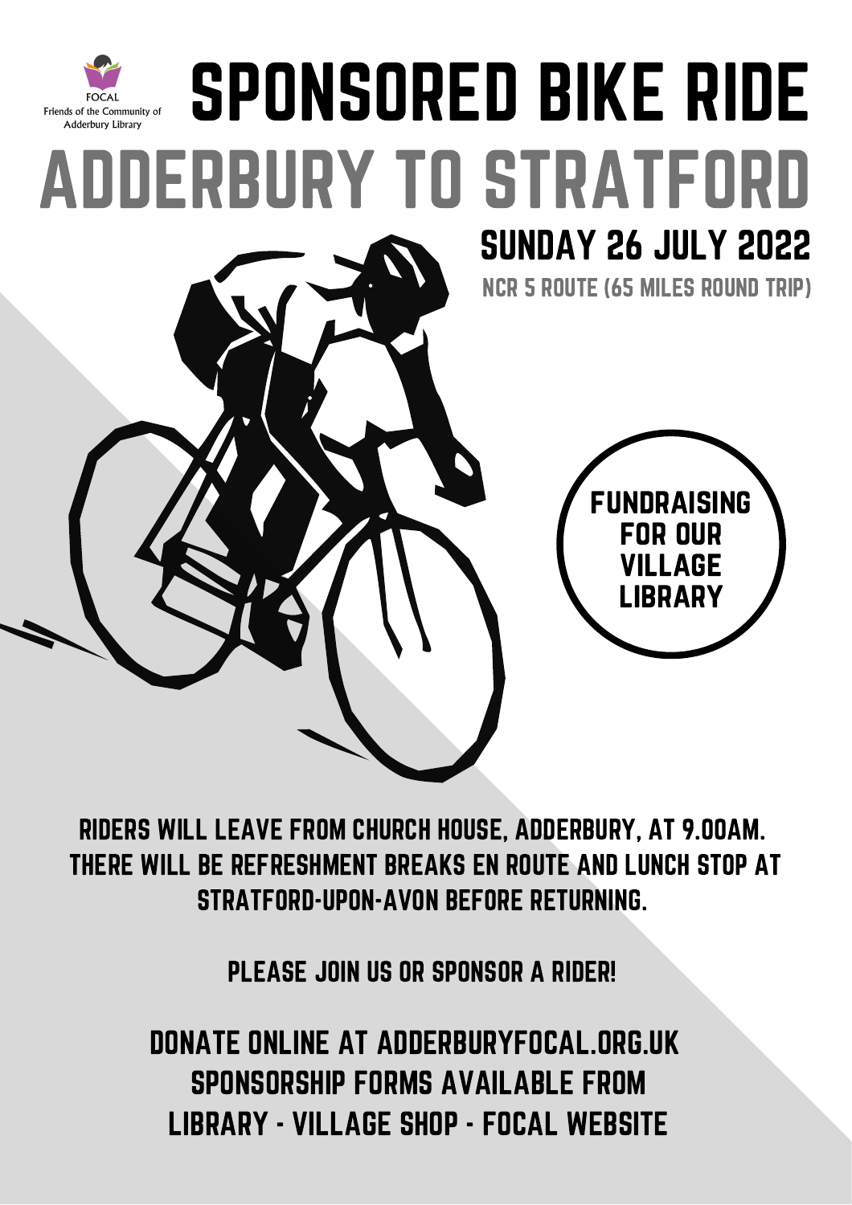FOCAL
Friends of the Community of Adderbury Library

# SPONSORED BIKE RIDE

# ADDERBURY TO STRATFORD

## SUNDAY 26 JULY 2022

NCR 5 ROUTE (65 MILES ROUND TRIP)

**FUNDRAISING FOR OUR VILLAGE LIBRARY**

RIDERS WILL LEAVE FROM CHURCH HOUSE, ADDERBURY, AT 9.00AM. THERE WILL BE REFRESHMENT BREAKS EN ROUTE AND LUNCH STOP AT STRATFORD-UPON-AVON BEFORE RETURNING.

PLEASE JOIN US OR SPONSOR A RIDER!

DONATE ONLINE AT ADDERBURYFOCAL.ORG.UK
SPONSORSHIP FORMS AVAILABLE FROM
LIBRARY - VILLAGE SHOP - FOCAL WEBSITE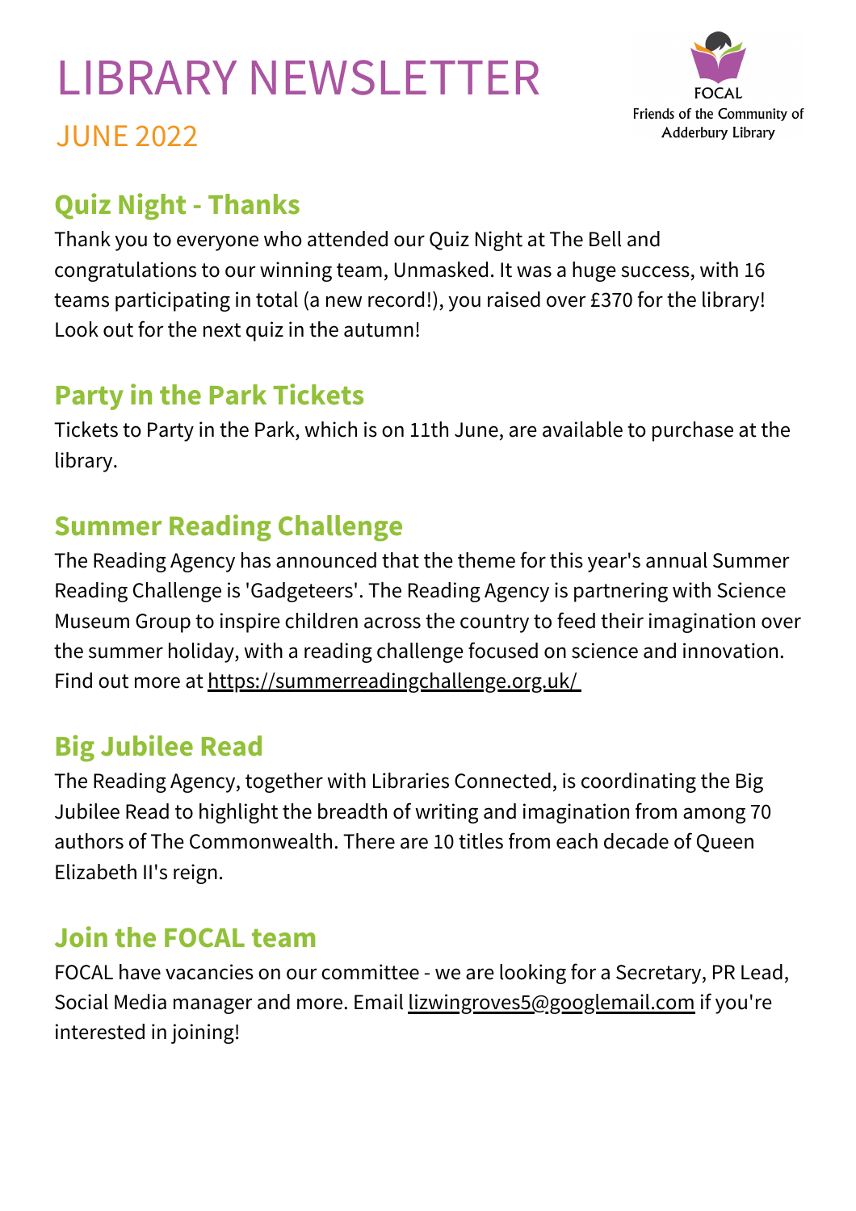# LIBRARY NEWSLETTER

JUNE 2022

FOCAL
Friends of the Community of Adderbury Library

## Quiz Night - Thanks

Thank you to everyone who attended our Quiz Night at The Bell and congratulations to our winning team, Unmasked. It was a huge success, with 16 teams participating in total (a new record!), you raised over £370 for the library! Look out for the next quiz in the autumn!

## Party in the Park Tickets

Tickets to Party in the Park, which is on 11th June, are available to purchase at the library.

## Summer Reading Challenge

The Reading Agency has announced that the theme for this year's annual Summer Reading Challenge is 'Gadgeteers'. The Reading Agency is partnering with Science Museum Group to inspire children across the country to feed their imagination over the summer holiday, with a reading challenge focused on science and innovation. Find out more at https://summerreadingchallenge.org.uk/

## Big Jubilee Read

The Reading Agency, together with Libraries Connected, is coordinating the Big Jubilee Read to highlight the breadth of writing and imagination from among 70 authors of The Commonwealth. There are 10 titles from each decade of Queen Elizabeth II's reign.

## Join the FOCAL team

FOCAL have vacancies on our committee - we are looking for a Secretary, PR Lead, Social Media manager and more. Email lizwingroves5@googlemail.com if you're interested in joining!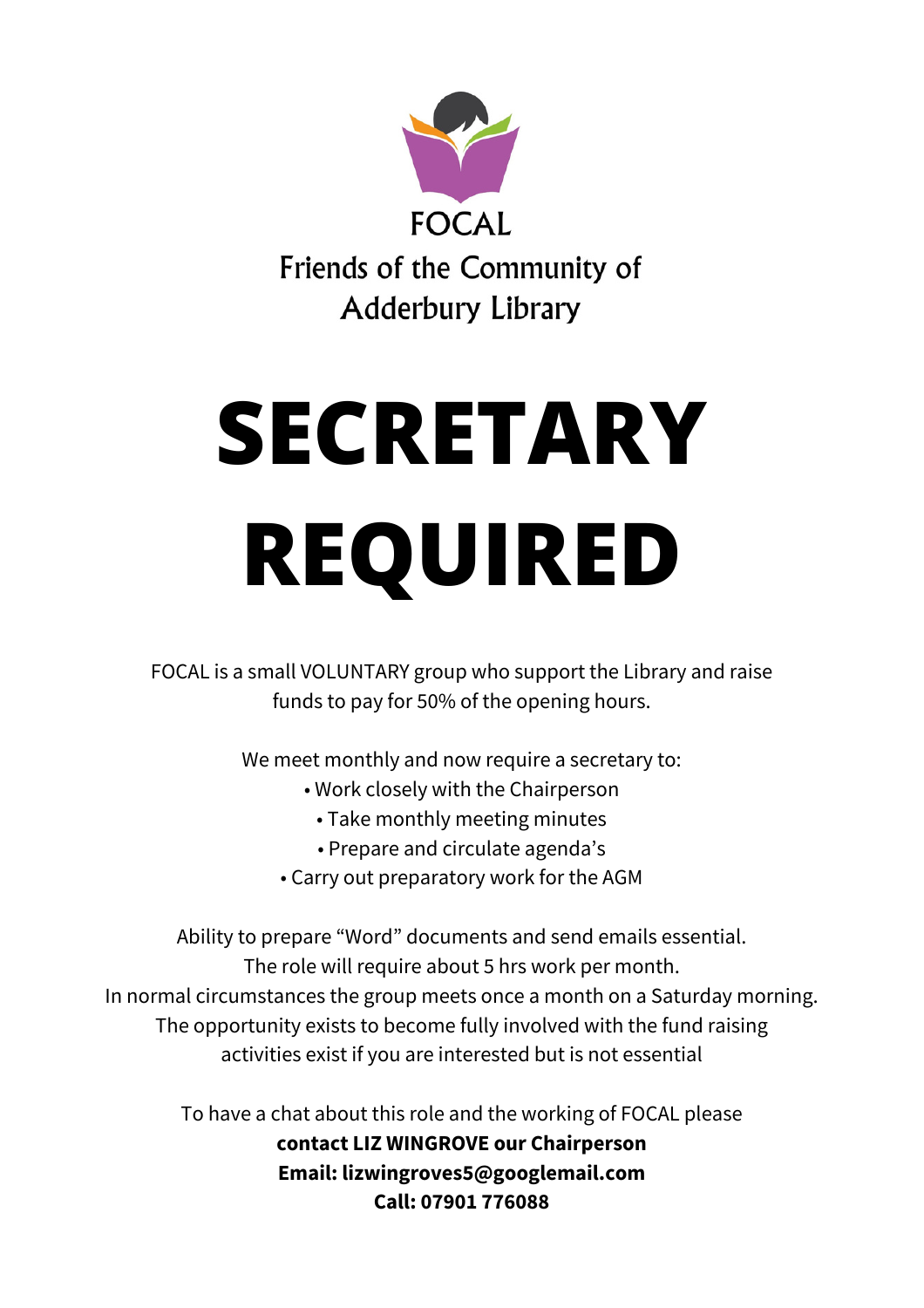FOCAL

Friends of the Community of Adderbury Library

# SECRETARY REQUIRED

FOCAL is a small VOLUNTARY group who support the Library and raise funds to pay for 50% of the opening hours.

We meet monthly and now require a secretary to:

- Work closely with the Chairperson
- Take monthly meeting minutes
- Prepare and circulate agenda's
- Carry out preparatory work for the AGM

Ability to prepare "Word" documents and send emails essential.
The role will require about 5 hrs work per month.
In normal circumstances the group meets once a month on a Saturday morning.
The opportunity exists to become fully involved with the fund raising activities exist if you are interested but is not essential

To have a chat about this role and the working of FOCAL please
**contact LIZ WINGROVE our Chairperson**
**Email: lizwingroves5@googlemail.com**
**Call: 07901 776088**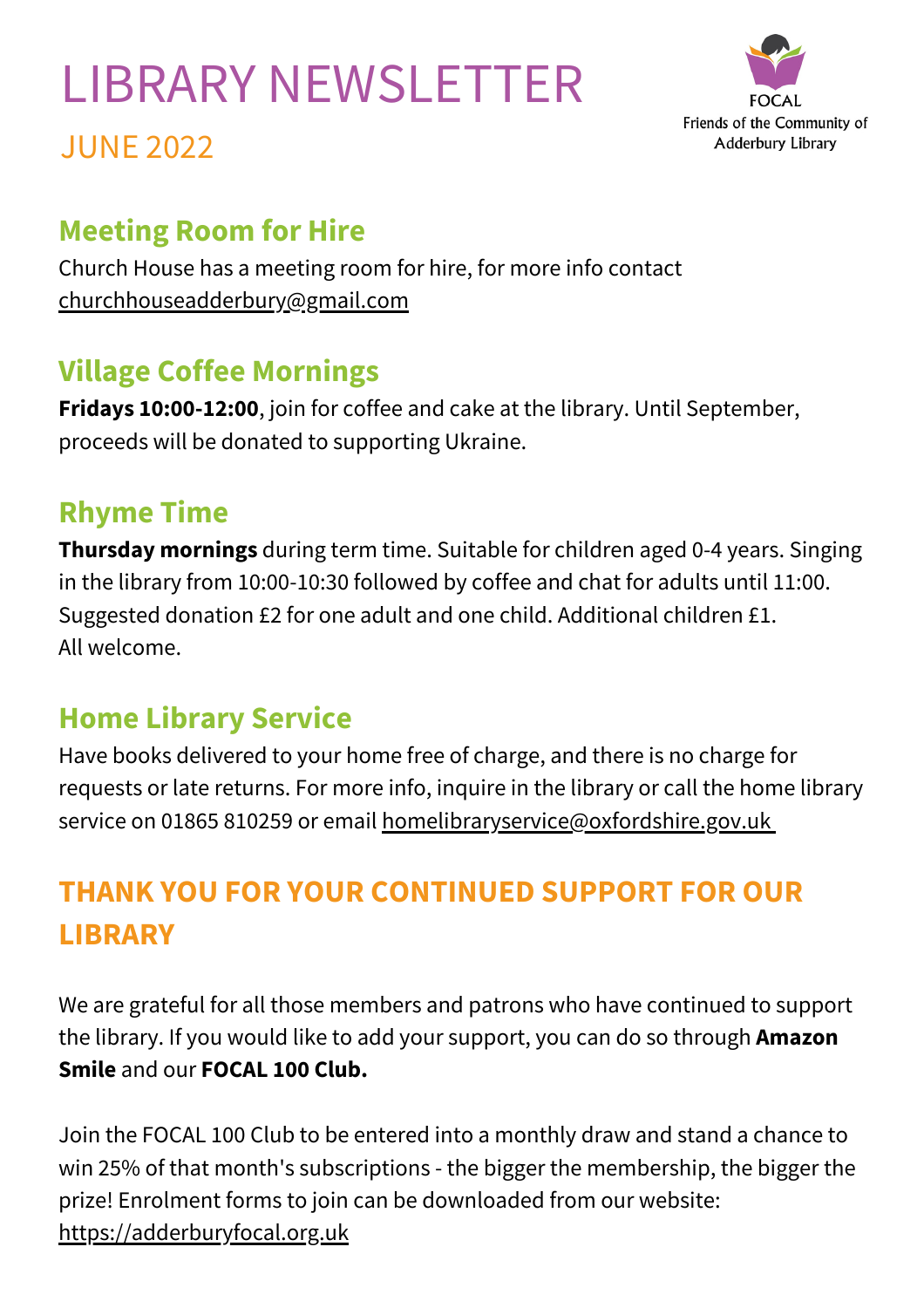# LIBRARY NEWSLETTER

JUNE 2022

FOCAL
Friends of the Community of Adderbury Library

## Meeting Room for Hire

Church House has a meeting room for hire, for more info contact churchhouseadderbury@gmail.com

## Village Coffee Mornings

**Fridays 10:00-12:00**, join for coffee and cake at the library. Until September, proceeds will be donated to supporting Ukraine.

## Rhyme Time

**Thursday mornings** during term time. Suitable for children aged 0-4 years. Singing in the library from 10:00-10:30 followed by coffee and chat for adults until 11:00. Suggested donation £2 for one adult and one child. Additional children £1.
All welcome.

## Home Library Service

Have books delivered to your home free of charge, and there is no charge for requests or late returns. For more info, inquire in the library or call the home library service on 01865 810259 or email homelibraryservice@oxfordshire.gov.uk

## THANK YOU FOR YOUR CONTINUED SUPPORT FOR OUR LIBRARY

We are grateful for all those members and patrons who have continued to support the library. If you would like to add your support, you can do so through **Amazon Smile** and our **FOCAL 100 Club.**

Join the FOCAL 100 Club to be entered into a monthly draw and stand a chance to win 25% of that month's subscriptions - the bigger the membership, the bigger the prize! Enrolment forms to join can be downloaded from our website: https://adderburyfocal.org.uk